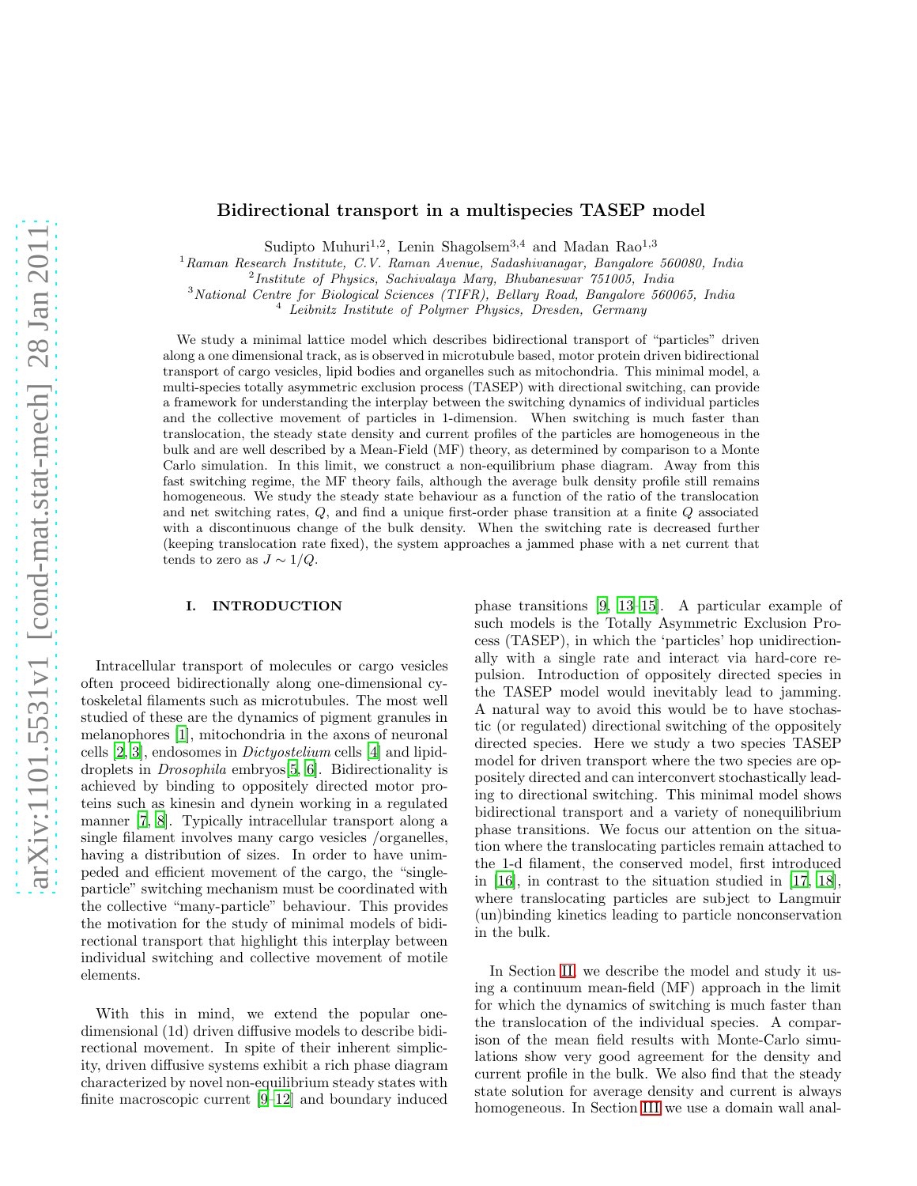# Bidirectional transport in a multispecies TASEP model

Sudipto Muhuri[1,2], Lenin Shagolsem[3,4] and Madan Rao[1,3]

[1] *Raman Research Institute, C.V. Raman Avenue, Sadashivanagar, Bangalore 560080, India*
[2] *Institute of Physics, Sachivalaya Marg, Bhubaneswar 751005, India*
[3] *National Centre for Biological Sciences (TIFR), Bellary Road, Bangalore 560065, India*
[4] *Leibnitz Institute of Polymer Physics, Dresden, Germany*

We study a minimal lattice model which describes bidirectional transport of "particles" driven along a one dimensional track, as is observed in microtubule based, motor protein driven bidirectional transport of cargo vesicles, lipid bodies and organelles such as mitochondria. This minimal model, a multi-species totally asymmetric exclusion process (TASEP) with directional switching, can provide a framework for understanding the interplay between the switching dynamics of individual particles and the collective movement of particles in 1-dimension. When switching is much faster than translocation, the steady state density and current profiles of the particles are homogeneous in the bulk and are well described by a Mean-Field (MF) theory, as determined by comparison to a Monte Carlo simulation. In this limit, we construct a non-equilibrium phase diagram. Away from this fast switching regime, the MF theory fails, although the average bulk density profile still remains homogeneous. We study the steady state behaviour as a function of the ratio of the translocation and net switching rates, $Q$, and find a unique first-order phase transition at a finite $Q$ associated with a discontinuous change of the bulk density. When the switching rate is decreased further (keeping translocation rate fixed), the system approaches a jammed phase with a net current that tends to zero as $J \sim 1/Q$.

## I. INTRODUCTION

Intracellular transport of molecules or cargo vesicles often proceed bidirectionally along one-dimensional cytoskeletal filaments such as microtubules. The most well studied of these are the dynamics of pigment granules in melanophores [1], mitochondria in the axons of neuronal cells [2, 3], endosomes in *Dictyostelium* cells [4] and lipid-droplets in *Drosophila* embryos[5, 6]. Bidirectionality is achieved by binding to oppositely directed motor proteins such as kinesin and dynein working in a regulated manner [7, 8]. Typically intracellular transport along a single filament involves many cargo vesicles /organelles, having a distribution of sizes. In order to have unimpeded and efficient movement of the cargo, the "single-particle" switching mechanism must be coordinated with the collective "many-particle" behaviour. This provides the motivation for the study of minimal models of bidirectional transport that highlight this interplay between individual switching and collective movement of motile elements.

With this in mind, we extend the popular one-dimensional (1d) driven diffusive models to describe bidirectional movement. In spite of their inherent simplicity, driven diffusive systems exhibit a rich phase diagram characterized by novel non-equilibrium steady states with finite macroscopic current [9–12] and boundary induced phase transitions [9, 13–15]. A particular example of such models is the Totally Asymmetric Exclusion Process (TASEP), in which the 'particles' hop unidirectionally with a single rate and interact via hard-core repulsion. Introduction of oppositely directed species in the TASEP model would inevitably lead to jamming. A natural way to avoid this would be to have stochastic (or regulated) directional switching of the oppositely directed species. Here we study a two species TASEP model for driven transport where the two species are oppositely directed and can interconvert stochastically leading to directional switching. This minimal model shows bidirectional transport and a variety of nonequilibrium phase transitions. We focus our attention on the situation where the translocating particles remain attached to the 1-d filament, the conserved model, first introduced in [16], in contrast to the situation studied in [17, 18], where translocating particles are subject to Langmuir (un)binding kinetics leading to particle nonconservation in the bulk.

In Section II, we describe the model and study it using a continuum mean-field (MF) approach in the limit for which the dynamics of switching is much faster than the translocation of the individual species. A comparison of the mean field results with Monte-Carlo simulations show very good agreement for the density and current profile in the bulk. We also find that the steady state solution for average density and current is always homogeneous. In Section III we use a domain wall anal-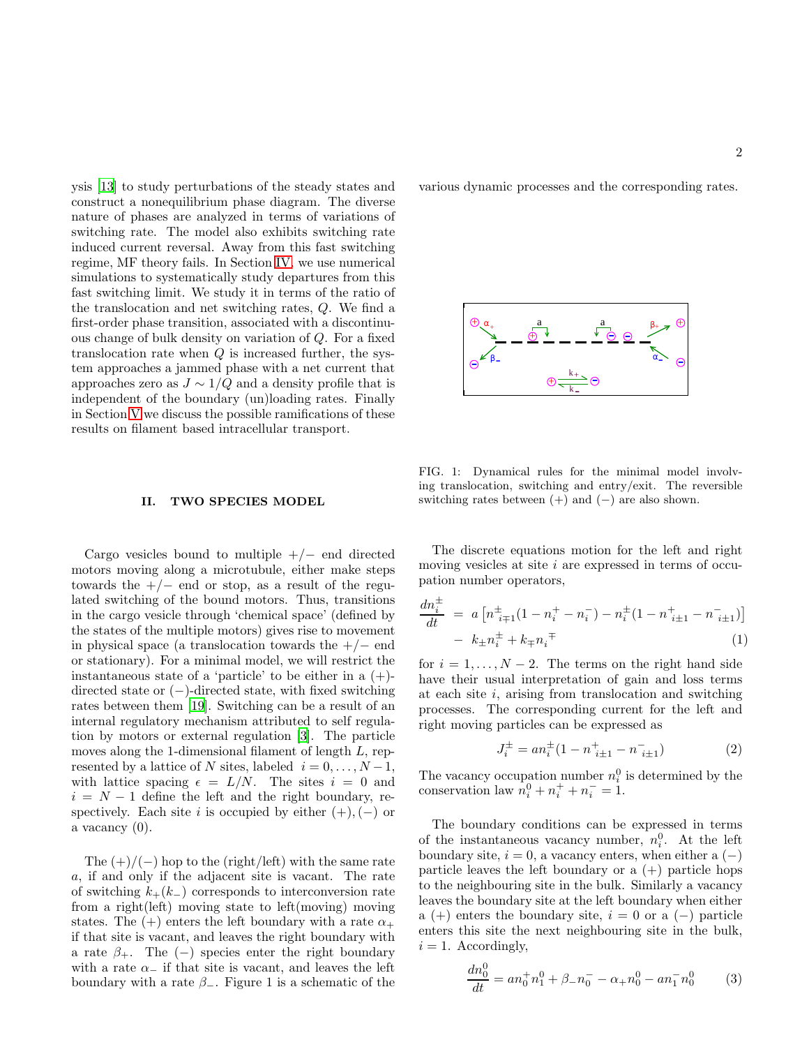ysis [13] to study perturbations of the steady states and construct a nonequilibrium phase diagram. The diverse nature of phases are analyzed in terms of variations of switching rate. The model also exhibits switching rate induced current reversal. Away from this fast switching regime, MF theory fails. In Section IV, we use numerical simulations to systematically study departures from this fast switching limit. We study it in terms of the ratio of the translocation and net switching rates, $Q$. We find a first-order phase transition, associated with a discontinuous change of bulk density on variation of $Q$. For a fixed translocation rate when $Q$ is increased further, the system approaches a jammed phase with a net current that approaches zero as $J \sim 1/Q$ and a density profile that is independent of the boundary (un)loading rates. Finally in Section V we discuss the possible ramifications of these results on filament based intracellular transport.

## II. TWO SPECIES MODEL

Cargo vesicles bound to multiple $+/-$ end directed motors moving along a microtubule, either make steps towards the $+/-$ end or stop, as a result of the regulated switching of the bound motors. Thus, transitions in the cargo vesicle through 'chemical space' (defined by the states of the multiple motors) gives rise to movement in physical space (a translocation towards the $+/-$ end or stationary). For a minimal model, we will restrict the instantaneous state of a 'particle' to be either in a $(+)$-directed state or $(-)$-directed state, with fixed switching rates between them [19]. Switching can be a result of an internal regulatory mechanism attributed to self regulation by motors or external regulation [3]. The particle moves along the 1-dimensional filament of length $L$, represented by a lattice of $N$ sites, labeled $i = 0, \ldots, N-1$, with lattice spacing $\epsilon = L/N$. The sites $i = 0$ and $i = N-1$ define the left and the right boundary, respectively. Each site $i$ is occupied by either $(+), (-)$ or a vacancy $(0)$.

The $(+)/(-)$ hop to the (right/left) with the same rate $a$, if and only if the adjacent site is vacant. The rate of switching $k_+(k_-)$ corresponds to interconversion rate from a right(left) moving state to left(moving) moving states. The $(+)$ enters the left boundary with a rate $\alpha_+$ if that site is vacant, and leaves the right boundary with a rate $\beta_+$. The $(-)$ species enter the right boundary with a rate $\alpha_-$ if that site is vacant, and leaves the left boundary with a rate $\beta_-$. Figure 1 is a schematic of the various dynamic processes and the corresponding rates.

FIG. 1: Dynamical rules for the minimal model involving translocation, switching and entry/exit. The reversible switching rates between $(+)$ and $(-)$ are also shown.

The discrete equations motion for the left and right moving vesicles at site $i$ are expressed in terms of occupation number operators,

$$\frac{dn_i^{\pm}}{dt} = a\left[n^{\pm}_{i\mp1}(1 - n_i^+ - n_i^-) - n_i^{\pm}(1 - n^+_{i\pm1} - n^-_{i\pm1})\right] - k_{\pm}n_i^{\pm} + k_{\mp}n_i{}^{\mp} \tag{1}$$

for $i = 1, \ldots, N-2$. The terms on the right hand side have their usual interpretation of gain and loss terms at each site $i$, arising from translocation and switching processes. The corresponding current for the left and right moving particles can be expressed as

$$J_i^{\pm} = an_i^{\pm}(1 - n^+_{i\pm1} - n^-_{i\pm1}) \tag{2}$$

The vacancy occupation number $n_i^0$ is determined by the conservation law $n_i^0 + n_i^+ + n_i^- = 1$.

The boundary conditions can be expressed in terms of the instantaneous vacancy number, $n_i^0$. At the left boundary site, $i = 0$, a vacancy enters, when either a $(-)$ particle leaves the left boundary or a $(+)$ particle hops to the neighbouring site in the bulk. Similarly a vacancy leaves the boundary site at the left boundary when either a $(+)$ enters the boundary site, $i = 0$ or a $(-)$ particle enters this site the next neighbouring site in the bulk, $i = 1$. Accordingly,

$$\frac{dn_0^0}{dt} = an_0^+n_1^0 + \beta_-n_0^- - \alpha_+n_0^0 - an_1^-n_0^0 \tag{3}$$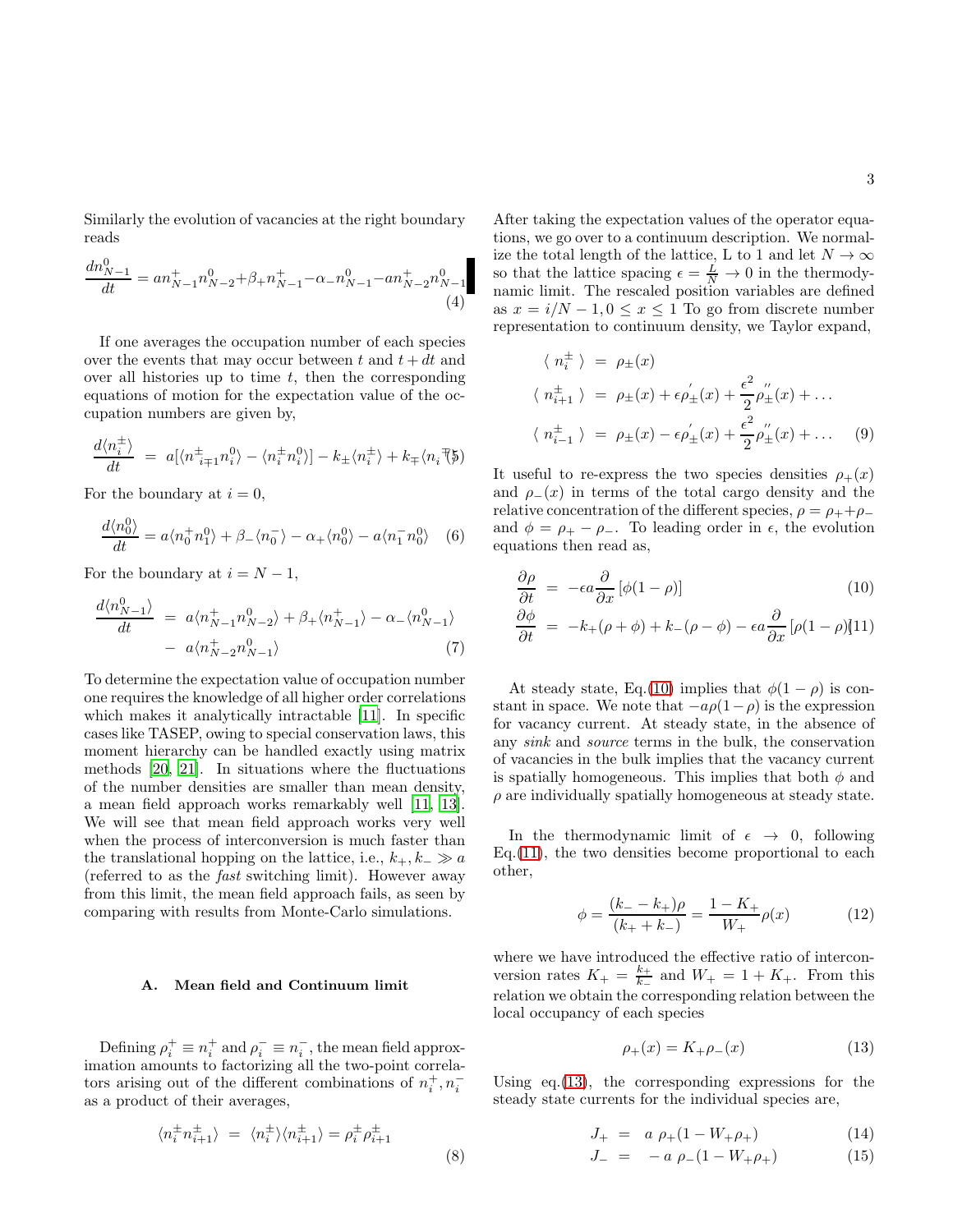Similarly the evolution of vacancies at the right boundary reads

$$\frac{dn^0_{N-1}}{dt} = an^+_{N-1}n^0_{N-2} + \beta_+ n^+_{N-1} - \alpha_- n^0_{N-1} - an^+_{N-2}n^0_{N-1} \tag{4}$$

If one averages the occupation number of each species over the events that may occur between $t$ and $t+dt$ and over all histories up to time $t$, then the corresponding equations of motion for the expectation value of the occupation numbers are given by,

$$\frac{d\langle n^\pm_i\rangle}{dt} = a[\langle n^\pm_{i\mp1}n^0_i\rangle - \langle n^\pm_i n^0_i\rangle] - k_\pm\langle n^\pm_i\rangle + k_\mp\langle n^\mp_i\rangle \tag{5}$$

For the boundary at $i=0$,

$$\frac{d\langle n^0_0\rangle}{dt} = a\langle n^+_0 n^0_1\rangle + \beta_-\langle n^-_0\rangle - \alpha_+\langle n^0_0\rangle - a\langle n^-_1 n^0_0\rangle \tag{6}$$

For the boundary at $i=N-1$,

$$\begin{aligned}\frac{d\langle n^0_{N-1}\rangle}{dt} &= a\langle n^+_{N-1}n^0_{N-2}\rangle + \beta_+\langle n^+_{N-1}\rangle - \alpha_-\langle n^0_{N-1}\rangle \\ &- a\langle n^+_{N-2}n^0_{N-1}\rangle \end{aligned}\tag{7}$$

To determine the expectation value of occupation number one requires the knowledge of all higher order correlations which makes it analytically intractable [11]. In specific cases like TASEP, owing to special conservation laws, this moment hierarchy can be handled exactly using matrix methods [20, 21]. In situations where the fluctuations of the number densities are smaller than mean density, a mean field approach works remarkably well [11, 13]. We will see that mean field approach works very well when the process of interconversion is much faster than the translational hopping on the lattice, i.e., $k_+, k_- \gg a$ (referred to as the *fast* switching limit). However away from this limit, the mean field approach fails, as seen by comparing with results from Monte-Carlo simulations.

### A. Mean field and Continuum limit

Defining $\rho^+_i \equiv n^+_i$ and $\rho^-_i \equiv n^-_i$, the mean field approximation amounts to factorizing all the two-point correlators arising out of the different combinations of $n^+_i, n^-_i$ as a product of their averages,

$$\langle n^\pm_i n^\pm_{i+1}\rangle = \langle n^\pm_i\rangle\langle n^\pm_{i+1}\rangle = \rho^\pm_i\rho^\pm_{i+1} \tag{8}$$

After taking the expectation values of the operator equations, we go over to a continuum description. We normalize the total length of the lattice, L to 1 and let $N\to\infty$ so that the lattice spacing $\epsilon = \frac{L}{N} \to 0$ in the thermodynamic limit. The rescaled position variables are defined as $x = i/N-1, 0 \le x \le 1$ To go from discrete number representation to continuum density, we Taylor expand,

$$\begin{aligned}\langle\, n^\pm_i\,\rangle &= \rho_\pm(x) \\ \langle\, n^\pm_{i+1}\,\rangle &= \rho_\pm(x) + \epsilon\rho^{'}_\pm(x) + \frac{\epsilon^2}{2}\rho^{''}_\pm(x) + \ldots \\ \langle\, n^\pm_{i-1}\,\rangle &= \rho_\pm(x) - \epsilon\rho^{'}_\pm(x) + \frac{\epsilon^2}{2}\rho^{''}_\pm(x) + \ldots \end{aligned}\tag{9}$$

It useful to re-express the two species densities $\rho_+(x)$ and $\rho_-(x)$ in terms of the total cargo density and the relative concentration of the different species, $\rho = \rho_+ + \rho_-$ and $\phi = \rho_+ - \rho_-$. To leading order in $\epsilon$, the evolution equations then read as,

$$\frac{\partial\rho}{\partial t} = -\epsilon a\frac{\partial}{\partial x}\left[\phi(1-\rho)\right] \tag{10}$$

$$\frac{\partial\phi}{\partial t} = -k_+(\rho+\phi) + k_-(\rho-\phi) - \epsilon a\frac{\partial}{\partial x}\left[\rho(1-\rho)\right] \tag{11}$$

At steady state, Eq.(10) implies that $\phi(1-\rho)$ is constant in space. We note that $-a\rho(1-\rho)$ is the expression for vacancy current. At steady state, in the absence of any *sink* and *source* terms in the bulk, the conservation of vacancies in the bulk implies that the vacancy current is spatially homogeneous. This implies that both $\phi$ and $\rho$ are individually spatially homogeneous at steady state.

In the thermodynamic limit of $\epsilon \to 0$, following Eq.(11), the two densities become proportional to each other,

$$\phi = \frac{(k_- - k_+)\rho}{(k_+ + k_-)} = \frac{1-K_+}{W_+}\rho(x) \tag{12}$$

where we have introduced the effective ratio of interconversion rates $K_+ = \frac{k_+}{k_-}$ and $W_+ = 1 + K_+$. From this relation we obtain the corresponding relation between the local occupancy of each species

$$\rho_+(x) = K_+\rho_-(x) \tag{13}$$

Using eq.(13), the corresponding expressions for the steady state currents for the individual species are,

$$J_+ = a\ \rho_+(1-W_+\rho_+) \tag{14}$$

$$J_- = -a\ \rho_-(1-W_+\rho_+) \tag{15}$$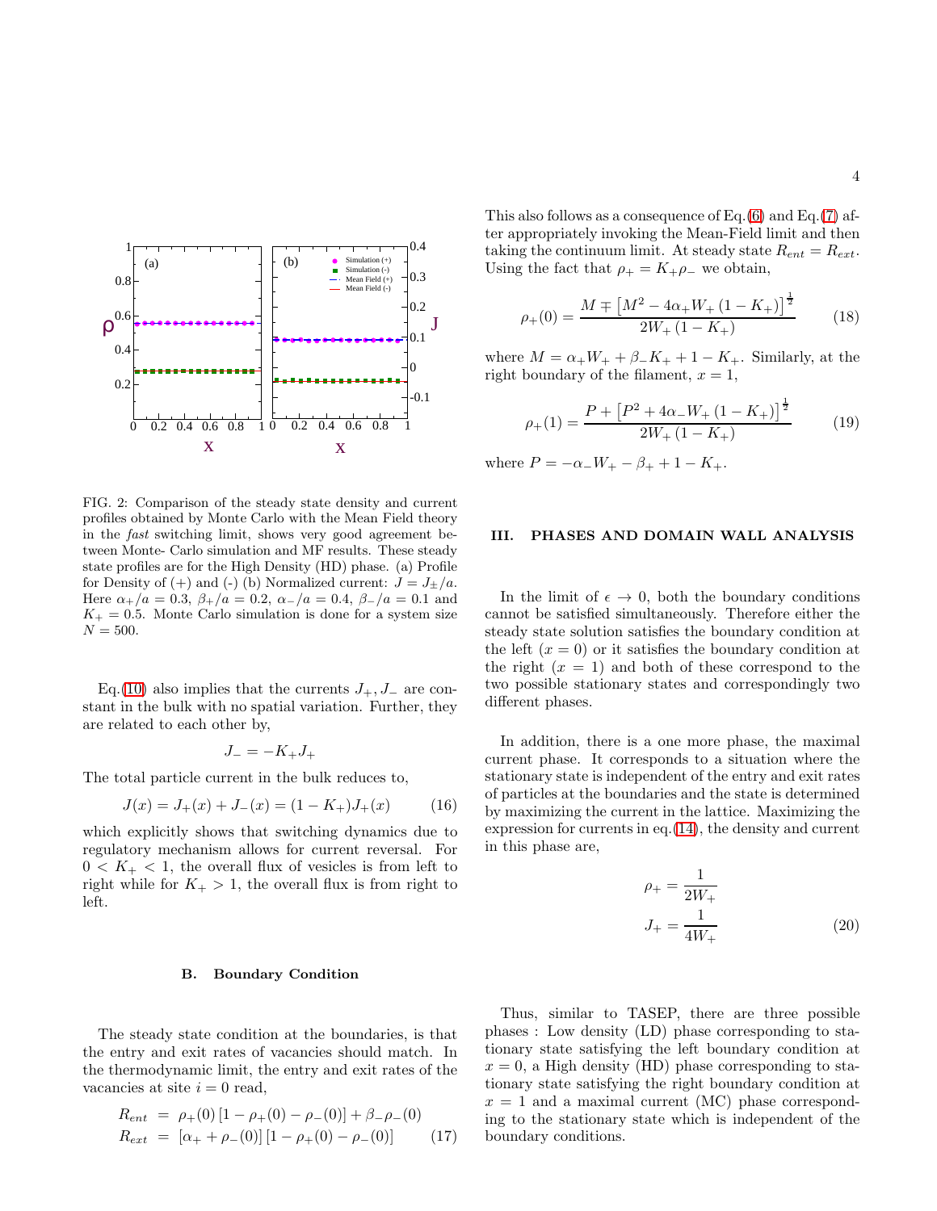FIG. 2: Comparison of the steady state density and current profiles obtained by Monte Carlo with the Mean Field theory in the *fast* switching limit, shows very good agreement between Monte- Carlo simulation and MF results. These steady state profiles are for the High Density (HD) phase. (a) Profile for Density of (+) and (-) (b) Normalized current: $J = J_{\pm}/a$. Here $\alpha_+/a = 0.3$, $\beta_+/a = 0.2$, $\alpha_-/a = 0.4$, $\beta_-/a = 0.1$ and $K_+ = 0.5$. Monte Carlo simulation is done for a system size $N = 500$.

Eq.(10) also implies that the currents $J_+, J_-$ are constant in the bulk with no spatial variation. Further, they are related to each other by,

$$J_- = -K_+ J_+$$

The total particle current in the bulk reduces to,

$$J(x) = J_+(x) + J_-(x) = (1 - K_+) J_+(x) \tag{16}$$

which explicitly shows that switching dynamics due to regulatory mechanism allows for current reversal. For $0 < K_+ < 1$, the overall flux of vesicles is from left to right while for $K_+ > 1$, the overall flux is from right to left.

### B. Boundary Condition

The steady state condition at the boundaries, is that the entry and exit rates of vacancies should match. In the thermodynamic limit, the entry and exit rates of the vacancies at site $i = 0$ read,

$$
\begin{aligned}
R_{ent} &= \rho_+(0)\left[1 - \rho_+(0) - \rho_-(0)\right] + \beta_- \rho_-(0) \\
R_{ext} &= \left[\alpha_+ + \rho_-(0)\right]\left[1 - \rho_+(0) - \rho_-(0)\right]
\end{aligned} \tag{17}
$$

This also follows as a consequence of Eq.(6) and Eq.(7) after appropriately invoking the Mean-Field limit and then taking the continuum limit. At steady state $R_{ent} = R_{ext}$. Using the fact that $\rho_+ = K_+ \rho_-$ we obtain,

$$\rho_+(0) = \frac{M \mp \left[M^2 - 4\alpha_+ W_+ (1 - K_+)\right]^{\frac{1}{2}}}{2W_+ (1 - K_+)} \tag{18}$$

where $M = \alpha_+ W_+ + \beta_- K_+ + 1 - K_+$. Similarly, at the right boundary of the filament, $x = 1$,

$$\rho_+(1) = \frac{P + \left[P^2 + 4\alpha_- W_+ (1 - K_+)\right]^{\frac{1}{2}}}{2W_+ (1 - K_+)} \tag{19}$$

where $P = -\alpha_- W_+ - \beta_+ + 1 - K_+$.

## III. PHASES AND DOMAIN WALL ANALYSIS

In the limit of $\epsilon \to 0$, both the boundary conditions cannot be satisfied simultaneously. Therefore either the steady state solution satisfies the boundary condition at the left ($x = 0$) or it satisfies the boundary condition at the right ($x = 1$) and both of these correspond to the two possible stationary states and correspondingly two different phases.

In addition, there is a one more phase, the maximal current phase. It corresponds to a situation where the stationary state is independent of the entry and exit rates of particles at the boundaries and the state is determined by maximizing the current in the lattice. Maximizing the expression for currents in eq.(14), the density and current in this phase are,

$$
\begin{aligned}
\rho_+ &= \frac{1}{2W_+} \\
J_+ &= \frac{1}{4W_+}
\end{aligned} \tag{20}
$$

Thus, similar to TASEP, there are three possible phases : Low density (LD) phase corresponding to stationary state satisfying the left boundary condition at $x = 0$, a High density (HD) phase corresponding to stationary state satisfying the right boundary condition at $x = 1$ and a maximal current (MC) phase corresponding to the stationary state which is independent of the boundary conditions.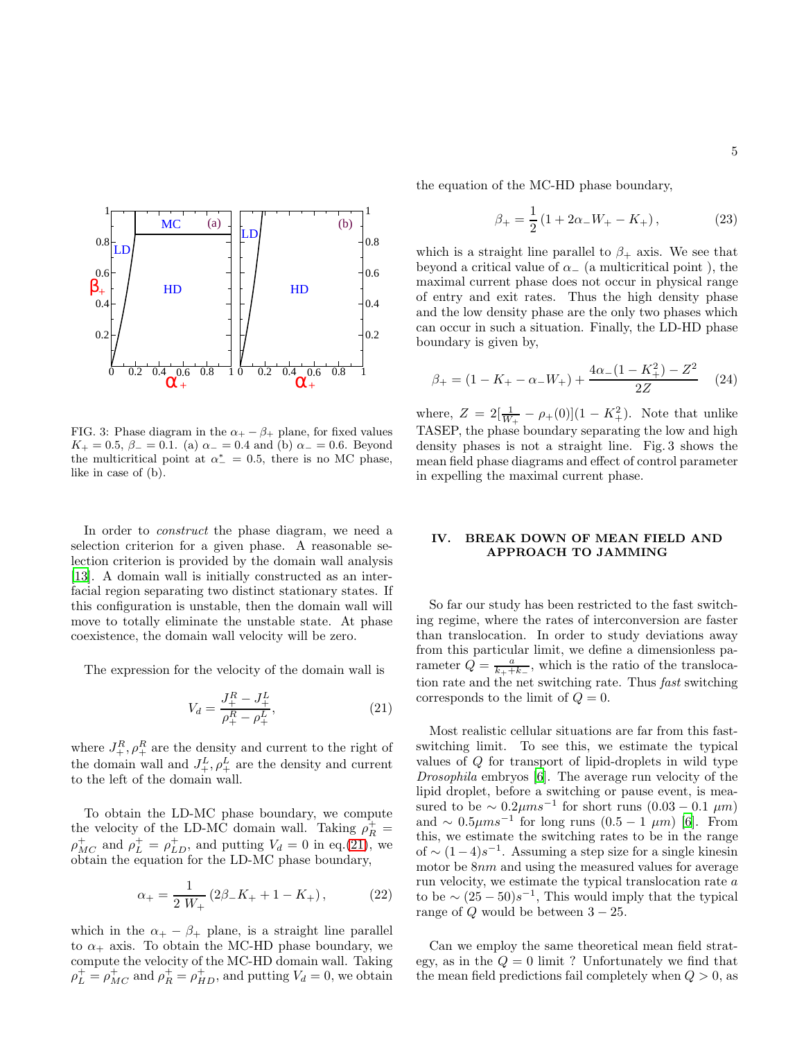FIG. 3: Phase diagram in the $\alpha_+ - \beta_+$ plane, for fixed values $K_+ = 0.5$, $\beta_- = 0.1$. (a) $\alpha_- = 0.4$ and (b) $\alpha_- = 0.6$. Beyond the multicritical point at $\alpha_-^* = 0.5$, there is no MC phase, like in case of (b).

In order to *construct* the phase diagram, we need a selection criterion for a given phase. A reasonable selection criterion is provided by the domain wall analysis [13]. A domain wall is initially constructed as an interfacial region separating two distinct stationary states. If this configuration is unstable, then the domain wall will move to totally eliminate the unstable state. At phase coexistence, the domain wall velocity will be zero.

The expression for the velocity of the domain wall is

$$V_d = \frac{J_+^R - J_+^L}{\rho_+^R - \rho_+^L}, \tag{21}$$

where $J_+^R, \rho_+^R$ are the density and current to the right of the domain wall and $J_+^L, \rho_+^L$ are the density and current to the left of the domain wall.

To obtain the LD-MC phase boundary, we compute the velocity of the LD-MC domain wall. Taking $\rho_R^+ = \rho_{MC}^+$ and $\rho_L^+ = \rho_{LD}^+$, and putting $V_d = 0$ in eq.(21), we obtain the equation for the LD-MC phase boundary,

$$\alpha_+ = \frac{1}{2\,W_+}\left(2\beta_- K_+ + 1 - K_+\right), \tag{22}$$

which in the $\alpha_+ - \beta_+$ plane, is a straight line parallel to $\alpha_+$ axis. To obtain the MC-HD phase boundary, we compute the velocity of the MC-HD domain wall. Taking $\rho_L^+ = \rho_{MC}^+$ and $\rho_R^+ = \rho_{HD}^+$, and putting $V_d = 0$, we obtain the equation of the MC-HD phase boundary,

$$\beta_+ = \frac{1}{2}\left(1 + 2\alpha_- W_+ - K_+\right), \tag{23}$$

which is a straight line parallel to $\beta_+$ axis. We see that beyond a critical value of $\alpha_-$ (a multicritical point ), the maximal current phase does not occur in physical range of entry and exit rates. Thus the high density phase and the low density phase are the only two phases which can occur in such a situation. Finally, the LD-HD phase boundary is given by,

$$\beta_+ = (1 - K_+ - \alpha_- W_+) + \frac{4\alpha_-(1 - K_+^2) - Z^2}{2Z} \tag{24}$$

where, $Z = 2[\frac{1}{W_+} - \rho_+(0)](1 - K_+^2)$. Note that unlike TASEP, the phase boundary separating the low and high density phases is not a straight line. Fig. 3 shows the mean field phase diagrams and effect of control parameter in expelling the maximal current phase.

## IV. BREAK DOWN OF MEAN FIELD AND APPROACH TO JAMMING

So far our study has been restricted to the fast switching regime, where the rates of interconversion are faster than translocation. In order to study deviations away from this particular limit, we define a dimensionless parameter $Q = \frac{a}{k_+ + k_-}$, which is the ratio of the translocation rate and the net switching rate. Thus *fast* switching corresponds to the limit of $Q = 0$.

Most realistic cellular situations are far from this fast-switching limit. To see this, we estimate the typical values of $Q$ for transport of lipid-droplets in wild type *Drosophila* embryos [6]. The average run velocity of the lipid droplet, before a switching or pause event, is measured to be $\sim 0.2 \mu m s^{-1}$ for short runs $(0.03 - 0.1\ \mu m)$ and $\sim 0.5 \mu m s^{-1}$ for long runs $(0.5 - 1\ \mu m)$ [6]. From this, we estimate the switching rates to be in the range of $\sim (1-4)s^{-1}$. Assuming a step size for a single kinesin motor be $8nm$ and using the measured values for average run velocity, we estimate the typical translocation rate $a$ to be $\sim (25 - 50)s^{-1}$, This would imply that the typical range of $Q$ would be between $3 - 25$.

Can we employ the same theoretical mean field strategy, as in the $Q = 0$ limit ? Unfortunately we find that the mean field predictions fail completely when $Q > 0$, as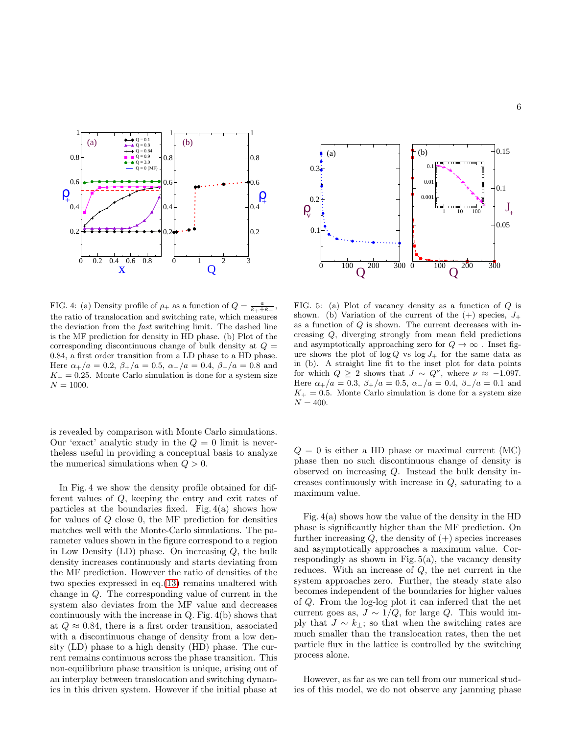FIG. 4: (a) Density profile of $\rho_+$ as a function of $Q = \frac{a}{k_+ + k_-}$, the ratio of translocation and switching rate, which measures the deviation from the *fast* switching limit. The dashed line is the MF prediction for density in HD phase. (b) Plot of the corresponding discontinuous change of bulk density at $Q = 0.84$, a first order transition from a LD phase to a HD phase. Here $\alpha_+/a = 0.2$, $\beta_+/a = 0.5$, $\alpha_-/a = 0.4$, $\beta_-/a = 0.8$ and $K_+ = 0.25$. Monte Carlo simulation is done for a system size $N = 1000$.

FIG. 5: (a) Plot of vacancy density as a function of $Q$ is shown. (b) Variation of the current of the $(+)$ species, $J_+$ as a function of $Q$ is shown. The current decreases with increasing $Q$, diverging strongly from mean field predictions and asymptotically approaching zero for $Q \to \infty$ . Inset figure shows the plot of $\log Q$ vs $\log J_+$ for the same data as in (b). A straight line fit to the inset plot for data points for which $Q \geq 2$ shows that $J \sim Q^{\nu}$, where $\nu \approx -1.097$. Here $\alpha_+/a = 0.3$, $\beta_+/a = 0.5$, $\alpha_-/a = 0.4$, $\beta_-/a = 0.1$ and $K_+ = 0.5$. Monte Carlo simulation is done for a system size $N = 400$.

is revealed by comparison with Monte Carlo simulations. Our 'exact' analytic study in the $Q = 0$ limit is nevertheless useful in providing a conceptual basis to analyze the numerical simulations when $Q > 0$.

In Fig. 4 we show the density profile obtained for different values of $Q$, keeping the entry and exit rates of particles at the boundaries fixed. Fig. 4(a) shows how for values of $Q$ close 0, the MF prediction for densities matches well with the Monte-Carlo simulations. The parameter values shown in the figure correspond to a region in Low Density (LD) phase. On increasing $Q$, the bulk density increases continuously and starts deviating from the MF prediction. However the ratio of densities of the two species expressed in eq. (13) remains unaltered with change in $Q$. The corresponding value of current in the system also deviates from the MF value and decreases continuously with the increase in Q. Fig. 4(b) shows that at $Q \approx 0.84$, there is a first order transition, associated with a discontinuous change of density from a low density (LD) phase to a high density (HD) phase. The current remains continuous across the phase transition. This non-equilibrium phase transition is unique, arising out of an interplay between translocation and switching dynamics in this driven system. However if the initial phase at $Q = 0$ is either a HD phase or maximal current (MC) phase then no such discontinuous change of density is observed on increasing $Q$. Instead the bulk density increases continuously with increase in $Q$, saturating to a maximum value.

Fig. 4(a) shows how the value of the density in the HD phase is significantly higher than the MF prediction. On further increasing $Q$, the density of $(+)$ species increases and asymptotically approaches a maximum value. Correspondingly as shown in Fig. 5(a), the vacancy density reduces. With an increase of $Q$, the net current in the system approaches zero. Further, the steady state also becomes independent of the boundaries for higher values of $Q$. From the log-log plot it can inferred that the net current goes as, $J \sim 1/Q$, for large $Q$. This would imply that $J \sim k_\pm$; so that when the switching rates are much smaller than the translocation rates, then the net particle flux in the lattice is controlled by the switching process alone.

However, as far as we can tell from our numerical studies of this model, we do not observe any jamming phase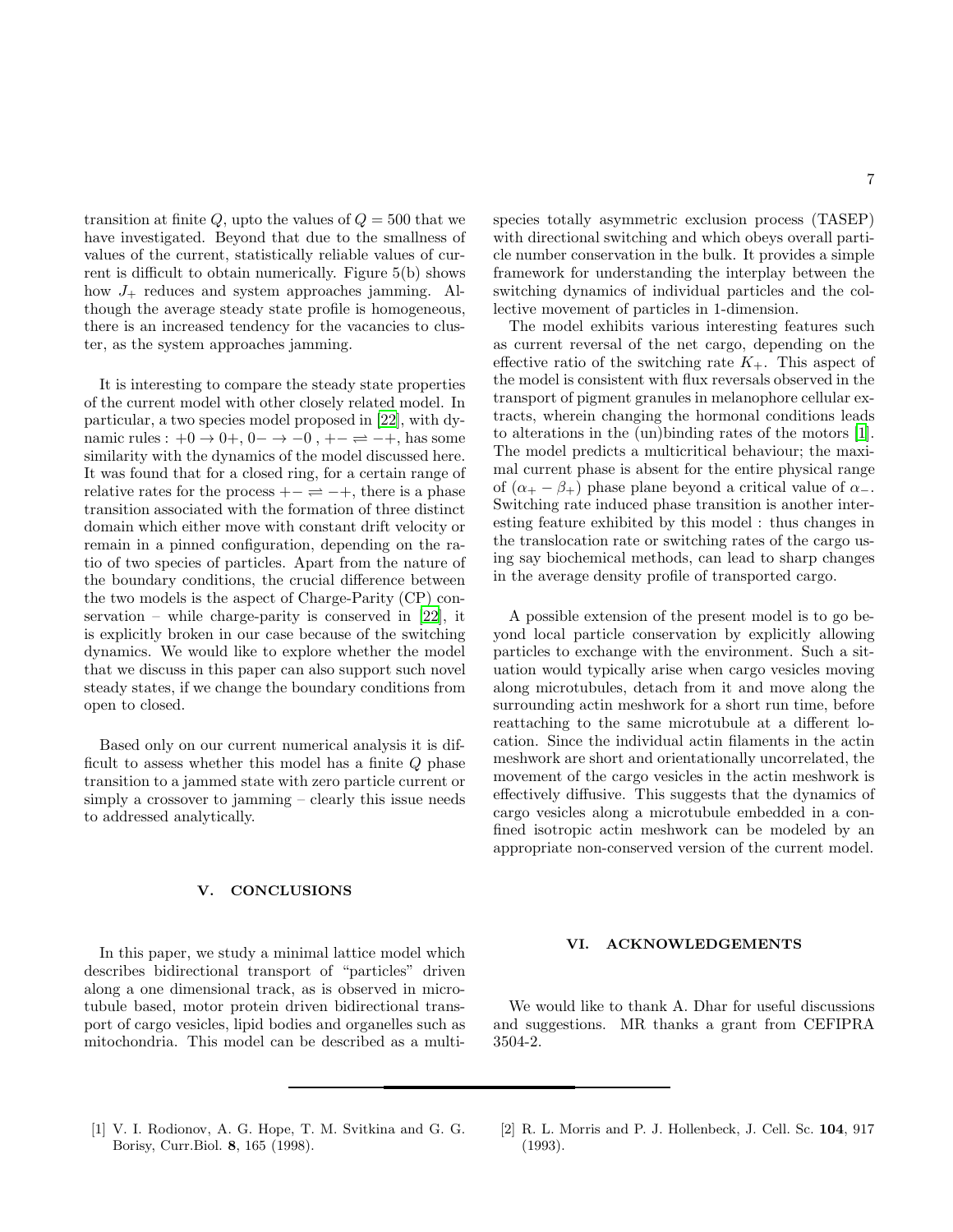transition at finite $Q$, upto the values of $Q = 500$ that we have investigated. Beyond that due to the smallness of values of the current, statistically reliable values of current is difficult to obtain numerically. Figure 5(b) shows how $J_+$ reduces and system approaches jamming. Although the average steady state profile is homogeneous, there is an increased tendency for the vacancies to cluster, as the system approaches jamming.

It is interesting to compare the steady state properties of the current model with other closely related model. In particular, a two species model proposed in [22], with dynamic rules : $+0 \rightarrow 0+$, $0- \rightarrow -0$ , $+- \rightleftharpoons -+$, has some similarity with the dynamics of the model discussed here. It was found that for a closed ring, for a certain range of relative rates for the process $+- \rightleftharpoons -+$, there is a phase transition associated with the formation of three distinct domain which either move with constant drift velocity or remain in a pinned configuration, depending on the ratio of two species of particles. Apart from the nature of the boundary conditions, the crucial difference between the two models is the aspect of Charge-Parity (CP) conservation – while charge-parity is conserved in [22], it is explicitly broken in our case because of the switching dynamics. We would like to explore whether the model that we discuss in this paper can also support such novel steady states, if we change the boundary conditions from open to closed.

Based only on our current numerical analysis it is difficult to assess whether this model has a finite $Q$ phase transition to a jammed state with zero particle current or simply a crossover to jamming – clearly this issue needs to addressed analytically.

## V. CONCLUSIONS

In this paper, we study a minimal lattice model which describes bidirectional transport of "particles" driven along a one dimensional track, as is observed in microtubule based, motor protein driven bidirectional transport of cargo vesicles, lipid bodies and organelles such as mitochondria. This model can be described as a multi-species totally asymmetric exclusion process (TASEP) with directional switching and which obeys overall particle number conservation in the bulk. It provides a simple framework for understanding the interplay between the switching dynamics of individual particles and the collective movement of particles in 1-dimension.

The model exhibits various interesting features such as current reversal of the net cargo, depending on the effective ratio of the switching rate $K_+$. This aspect of the model is consistent with flux reversals observed in the transport of pigment granules in melanophore cellular extracts, wherein changing the hormonal conditions leads to alterations in the (un)binding rates of the motors [1]. The model predicts a multicritical behaviour; the maximal current phase is absent for the entire physical range of $(\alpha_+ - \beta_+)$ phase plane beyond a critical value of $\alpha_-$. Switching rate induced phase transition is another interesting feature exhibited by this model : thus changes in the translocation rate or switching rates of the cargo using say biochemical methods, can lead to sharp changes in the average density profile of transported cargo.

A possible extension of the present model is to go beyond local particle conservation by explicitly allowing particles to exchange with the environment. Such a situation would typically arise when cargo vesicles moving along microtubules, detach from it and move along the surrounding actin meshwork for a short run time, before reattaching to the same microtubule at a different location. Since the individual actin filaments in the actin meshwork are short and orientationally uncorrelated, the movement of the cargo vesicles in the actin meshwork is effectively diffusive. This suggests that the dynamics of cargo vesicles along a microtubule embedded in a confined isotropic actin meshwork can be modeled by an appropriate non-conserved version of the current model.

## VI. ACKNOWLEDGEMENTS

We would like to thank A. Dhar for useful discussions and suggestions. MR thanks a grant from CEFIPRA 3504-2.

---

[1] V. I. Rodionov, A. G. Hope, T. M. Svitkina and G. G. Borisy, Curr.Biol. **8**, 165 (1998).

[2] R. L. Morris and P. J. Hollenbeck, J. Cell. Sc. **104**, 917 (1993).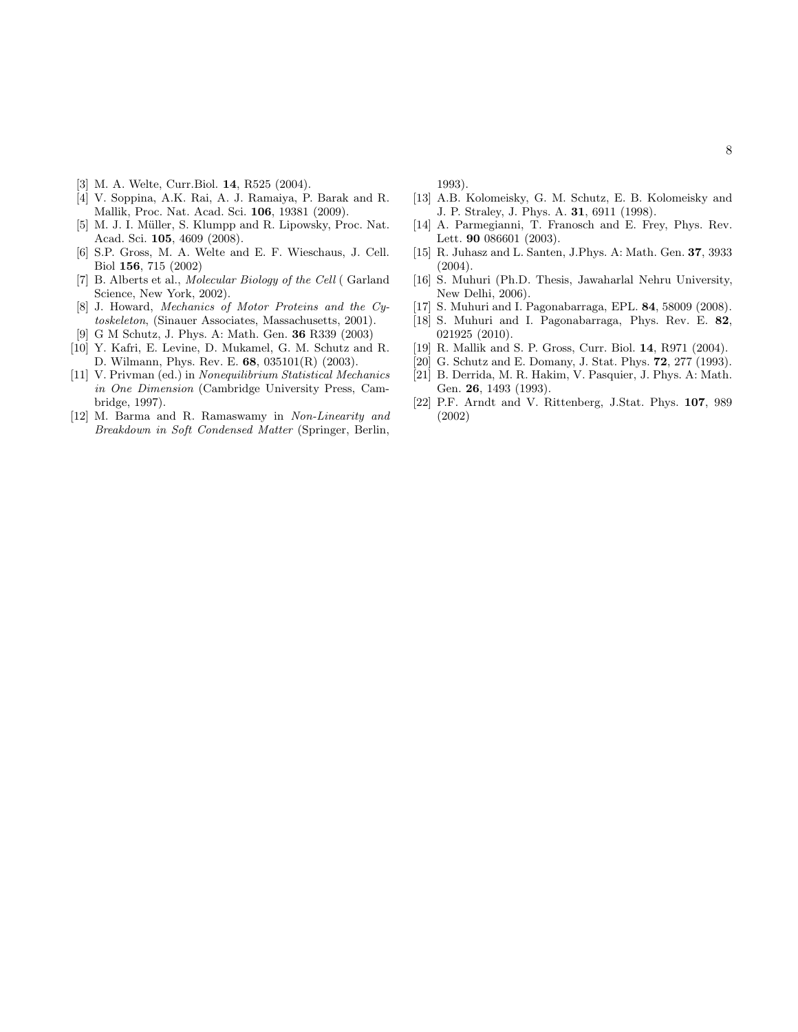[3] M. A. Welte, Curr.Biol. **14**, R525 (2004).

[4] V. Soppina, A.K. Rai, A. J. Ramaiya, P. Barak and R. Mallik, Proc. Nat. Acad. Sci. **106**, 19381 (2009).

[5] M. J. I. Müller, S. Klumpp and R. Lipowsky, Proc. Nat. Acad. Sci. **105**, 4609 (2008).

[6] S.P. Gross, M. A. Welte and E. F. Wieschaus, J. Cell. Biol **156**, 715 (2002)

[7] B. Alberts et al., *Molecular Biology of the Cell* ( Garland Science, New York, 2002).

[8] J. Howard, *Mechanics of Motor Proteins and the Cytoskeleton*, (Sinauer Associates, Massachusetts, 2001).

[9] G M Schutz, J. Phys. A: Math. Gen. **36** R339 (2003)

[10] Y. Kafri, E. Levine, D. Mukamel, G. M. Schutz and R. D. Wilmann, Phys. Rev. E. **68**, 035101(R) (2003).

[11] V. Privman (ed.) in *Nonequilibrium Statistical Mechanics in One Dimension* (Cambridge University Press, Cambridge, 1997).

[12] M. Barma and R. Ramaswamy in *Non-Linearity and Breakdown in Soft Condensed Matter* (Springer, Berlin, 1993).

[13] A.B. Kolomeisky, G. M. Schutz, E. B. Kolomeisky and J. P. Straley, J. Phys. A. **31**, 6911 (1998).

[14] A. Parmegianni, T. Franosch and E. Frey, Phys. Rev. Lett. **90** 086601 (2003).

[15] R. Juhasz and L. Santen, J.Phys. A: Math. Gen. **37**, 3933 (2004).

[16] S. Muhuri (Ph.D. Thesis, Jawaharlal Nehru University, New Delhi, 2006).

[17] S. Muhuri and I. Pagonabarraga, EPL. **84**, 58009 (2008).

[18] S. Muhuri and I. Pagonabarraga, Phys. Rev. E. **82**, 021925 (2010).

[19] R. Mallik and S. P. Gross, Curr. Biol. **14**, R971 (2004).

[20] G. Schutz and E. Domany, J. Stat. Phys. **72**, 277 (1993).

[21] B. Derrida, M. R. Hakim, V. Pasquier, J. Phys. A: Math. Gen. **26**, 1493 (1993).

[22] P.F. Arndt and V. Rittenberg, J.Stat. Phys. **107**, 989 (2002)